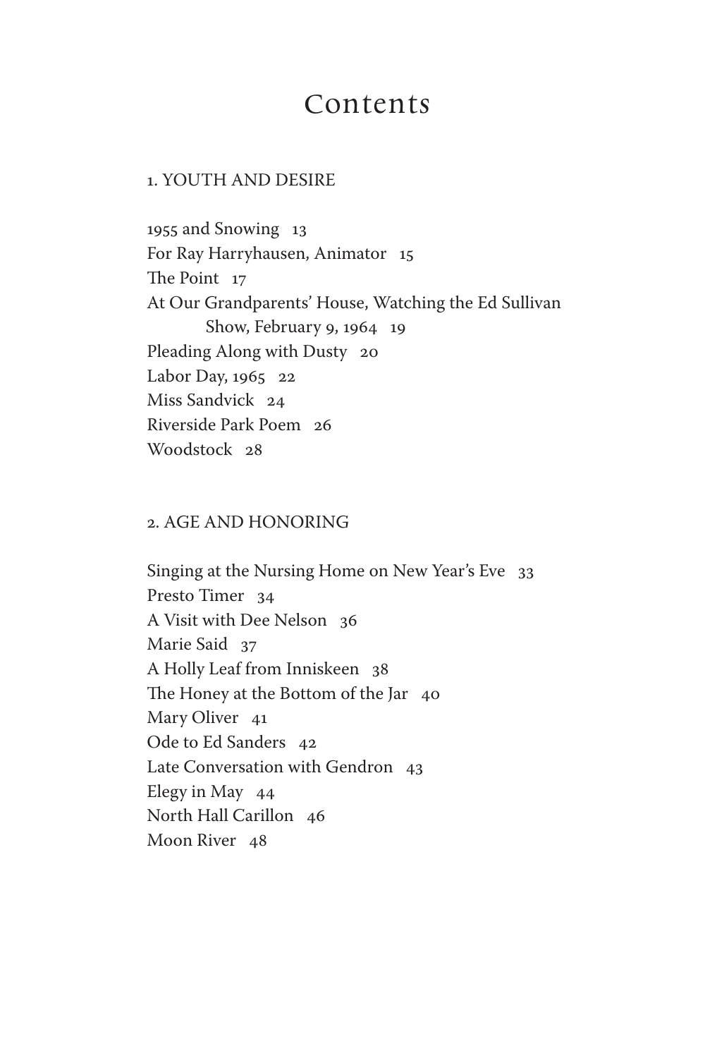# Contents

## 1. YOUTH AND DESIRE

1955 and Snowing 13
For Ray Harryhausen, Animator 15
The Point 17
At Our Grandparents' House, Watching the Ed Sullivan Show, February 9, 1964 19
Pleading Along with Dusty 20
Labor Day, 1965 22
Miss Sandvick 24
Riverside Park Poem 26
Woodstock 28

## 2. AGE AND HONORING

Singing at the Nursing Home on New Year's Eve 33
Presto Timer 34
A Visit with Dee Nelson 36
Marie Said 37
A Holly Leaf from Inniskeen 38
The Honey at the Bottom of the Jar 40
Mary Oliver 41
Ode to Ed Sanders 42
Late Conversation with Gendron 43
Elegy in May 44
North Hall Carillon 46
Moon River 48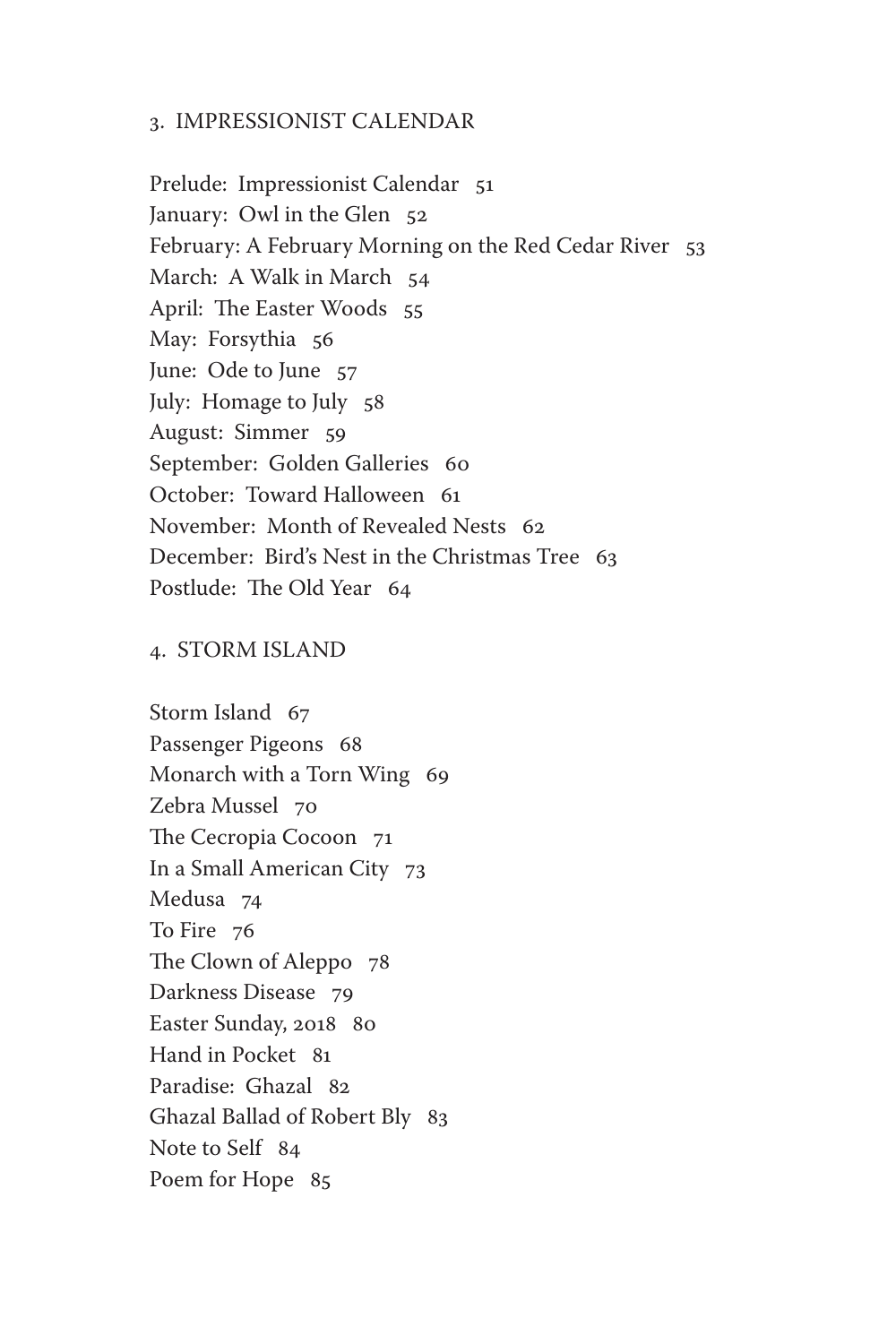## 3. IMPRESSIONIST CALENDAR

Prelude: Impressionist Calendar 51
January: Owl in the Glen 52
February: A February Morning on the Red Cedar River 53
March: A Walk in March 54
April: The Easter Woods 55
May: Forsythia 56
June: Ode to June 57
July: Homage to July 58
August: Simmer 59
September: Golden Galleries 60
October: Toward Halloween 61
November: Month of Revealed Nests 62
December: Bird's Nest in the Christmas Tree 63
Postlude: The Old Year 64

## 4. STORM ISLAND

Storm Island 67
Passenger Pigeons 68
Monarch with a Torn Wing 69
Zebra Mussel 70
The Cecropia Cocoon 71
In a Small American City 73
Medusa 74
To Fire 76
The Clown of Aleppo 78
Darkness Disease 79
Easter Sunday, 2018 80
Hand in Pocket 81
Paradise: Ghazal 82
Ghazal Ballad of Robert Bly 83
Note to Self 84
Poem for Hope 85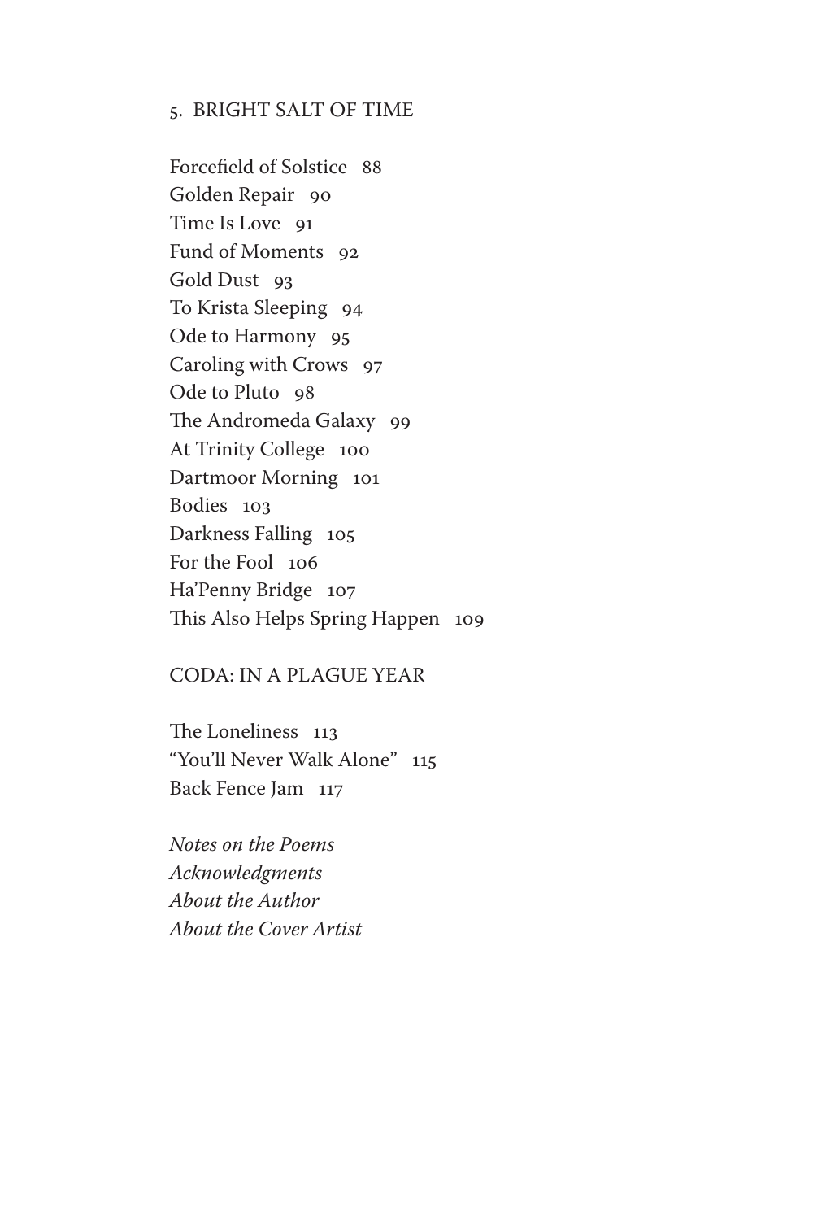## 5. BRIGHT SALT OF TIME

Forcefield of Solstice 88
Golden Repair 90
Time Is Love 91
Fund of Moments 92
Gold Dust 93
To Krista Sleeping 94
Ode to Harmony 95
Caroling with Crows 97
Ode to Pluto 98
The Andromeda Galaxy 99
At Trinity College 100
Dartmoor Morning 101
Bodies 103
Darkness Falling 105
For the Fool 106
Ha'Penny Bridge 107
This Also Helps Spring Happen 109

## CODA: IN A PLAGUE YEAR

The Loneliness 113
"You'll Never Walk Alone" 115
Back Fence Jam 117

*Notes on the Poems*
*Acknowledgments*
*About the Author*
*About the Cover Artist*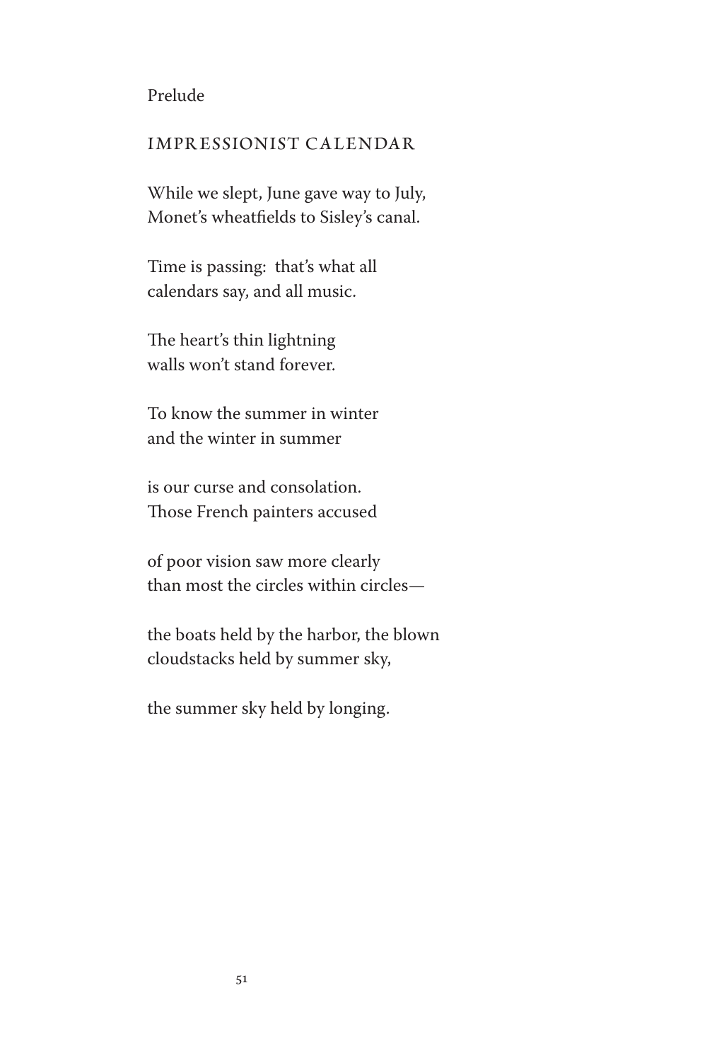Prelude

## IMPRESSIONIST CALENDAR

While we slept, June gave way to July,
Monet's wheatfields to Sisley's canal.

Time is passing:  that's what all
calendars say, and all music.

The heart's thin lightning
walls won't stand forever.

To know the summer in winter
and the winter in summer

is our curse and consolation.
Those French painters accused

of poor vision saw more clearly
than most the circles within circles—

the boats held by the harbor, the blown
cloudstacks held by summer sky,

the summer sky held by longing.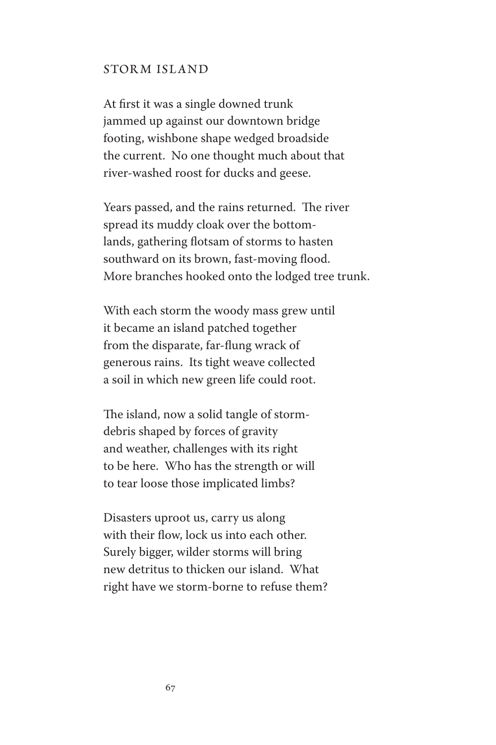## STORM ISLAND

At first it was a single downed trunk  
jammed up against our downtown bridge  
footing, wishbone shape wedged broadside  
the current.  No one thought much about that  
river-washed roost for ducks and geese.

Years passed, and the rains returned.  The river  
spread its muddy cloak over the bottom-  
lands, gathering flotsam of storms to hasten  
southward on its brown, fast-moving flood.  
More branches hooked onto the lodged tree trunk.

With each storm the woody mass grew until  
it became an island patched together  
from the disparate, far-flung wrack of  
generous rains.  Its tight weave collected  
a soil in which new green life could root.

The island, now a solid tangle of storm-  
debris shaped by forces of gravity  
and weather, challenges with its right  
to be here.  Who has the strength or will  
to tear loose those implicated limbs?

Disasters uproot us, carry us along  
with their flow, lock us into each other.  
Surely bigger, wilder storms will bring  
new detritus to thicken our island.  What  
right have we storm-borne to refuse them?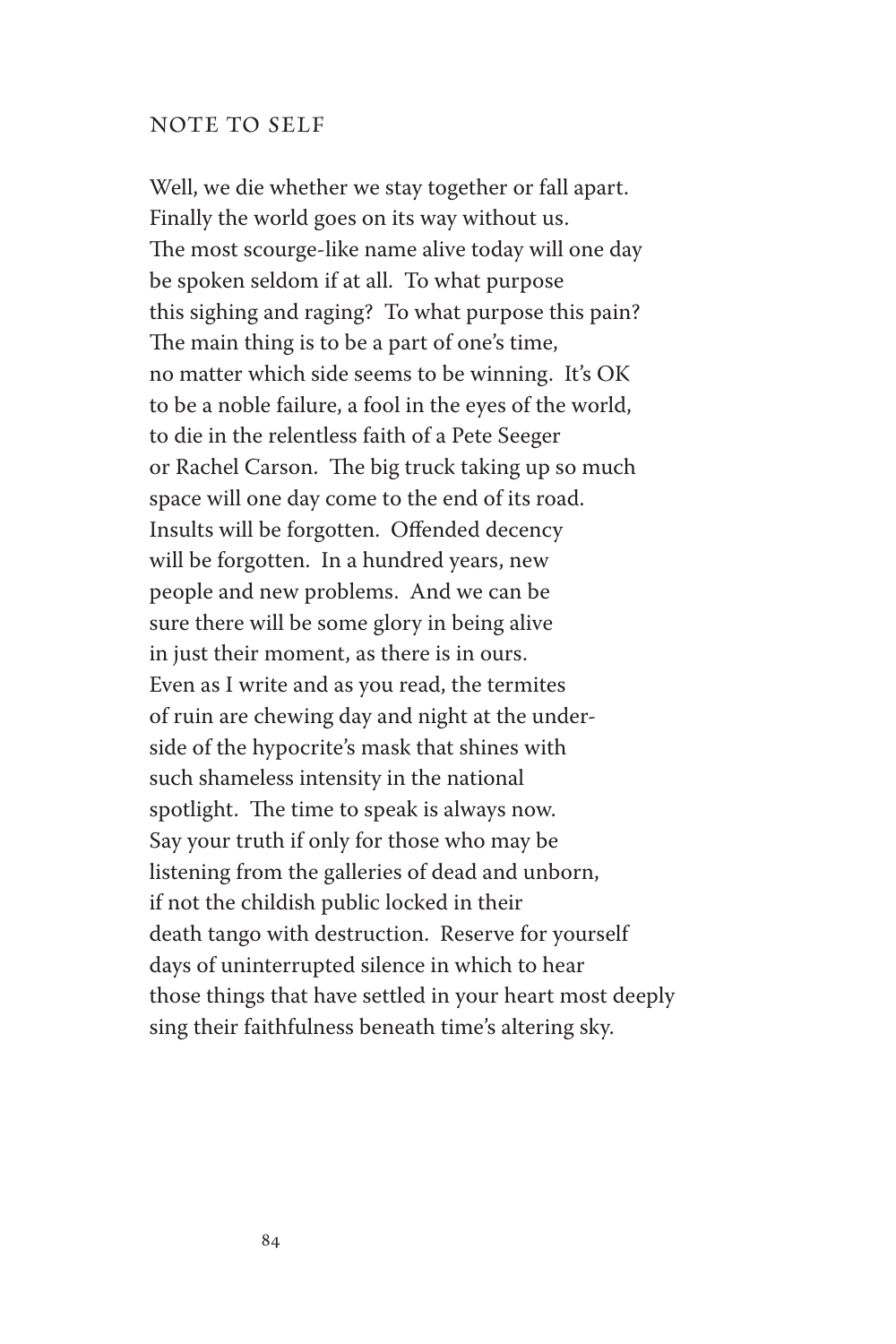# NOTE TO SELF

Well, we die whether we stay together or fall apart.
Finally the world goes on its way without us.
The most scourge-like name alive today will one day
be spoken seldom if at all.  To what purpose
this sighing and raging?  To what purpose this pain?
The main thing is to be a part of one's time,
no matter which side seems to be winning.  It's OK
to be a noble failure, a fool in the eyes of the world,
to die in the relentless faith of a Pete Seeger
or Rachel Carson.  The big truck taking up so much
space will one day come to the end of its road.
Insults will be forgotten.  Offended decency
will be forgotten.  In a hundred years, new
people and new problems.  And we can be
sure there will be some glory in being alive
in just their moment, as there is in ours.
Even as I write and as you read, the termites
of ruin are chewing day and night at the under-
side of the hypocrite's mask that shines with
such shameless intensity in the national
spotlight.  The time to speak is always now.
Say your truth if only for those who may be
listening from the galleries of dead and unborn,
if not the childish public locked in their
death tango with destruction.  Reserve for yourself
days of uninterrupted silence in which to hear
those things that have settled in your heart most deeply
sing their faithfulness beneath time's altering sky.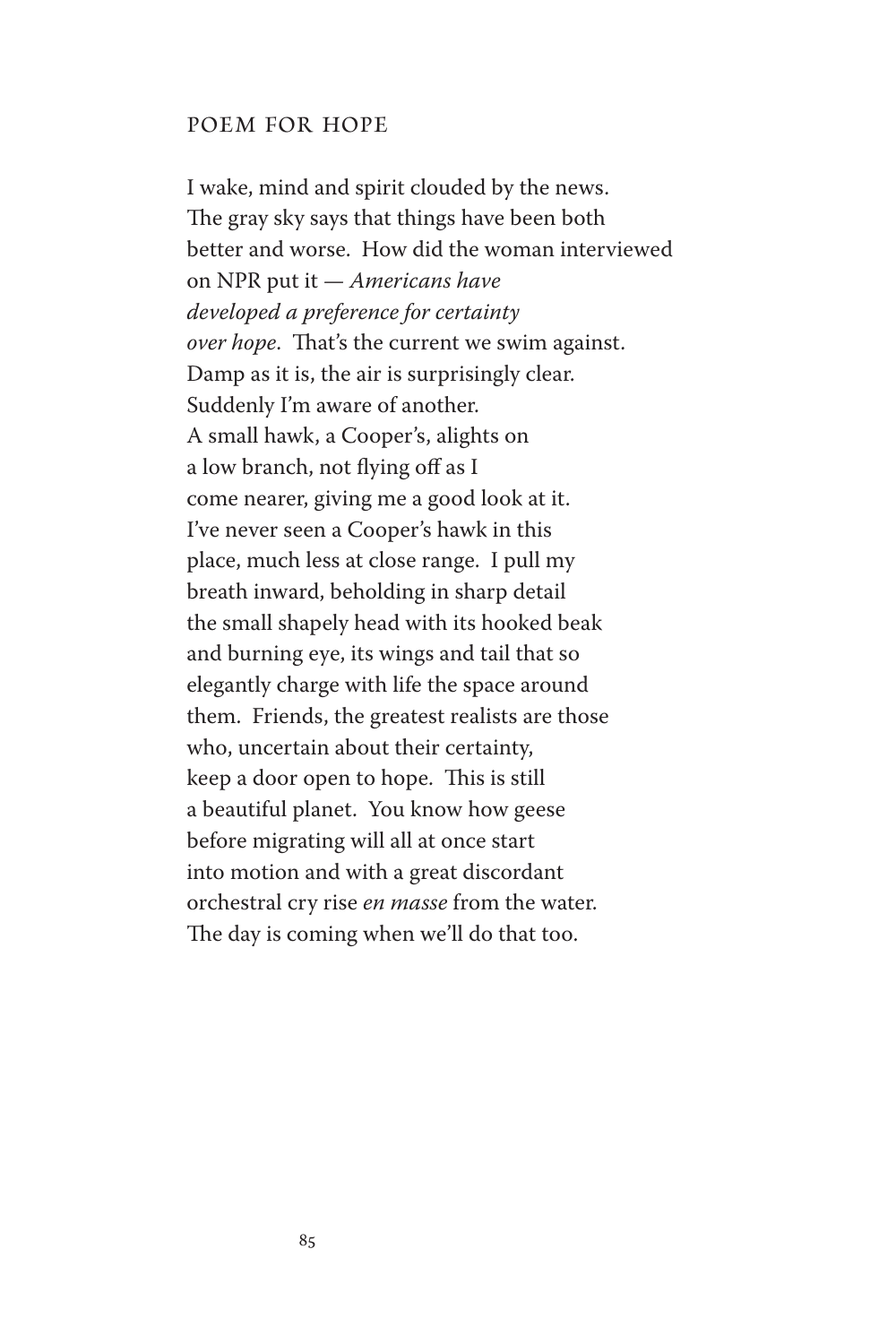## POEM FOR HOPE

I wake, mind and spirit clouded by the news.  
The gray sky says that things have been both  
better and worse. How did the woman interviewed  
on NPR put it — *Americans have*  
*developed a preference for certainty*  
*over hope*. That's the current we swim against.  
Damp as it is, the air is surprisingly clear.  
Suddenly I'm aware of another.  
A small hawk, a Cooper's, alights on  
a low branch, not flying off as I  
come nearer, giving me a good look at it.  
I've never seen a Cooper's hawk in this  
place, much less at close range. I pull my  
breath inward, beholding in sharp detail  
the small shapely head with its hooked beak  
and burning eye, its wings and tail that so  
elegantly charge with life the space around  
them. Friends, the greatest realists are those  
who, uncertain about their certainty,  
keep a door open to hope. This is still  
a beautiful planet. You know how geese  
before migrating will all at once start  
into motion and with a great discordant  
orchestral cry rise *en masse* from the water.  
The day is coming when we'll do that too.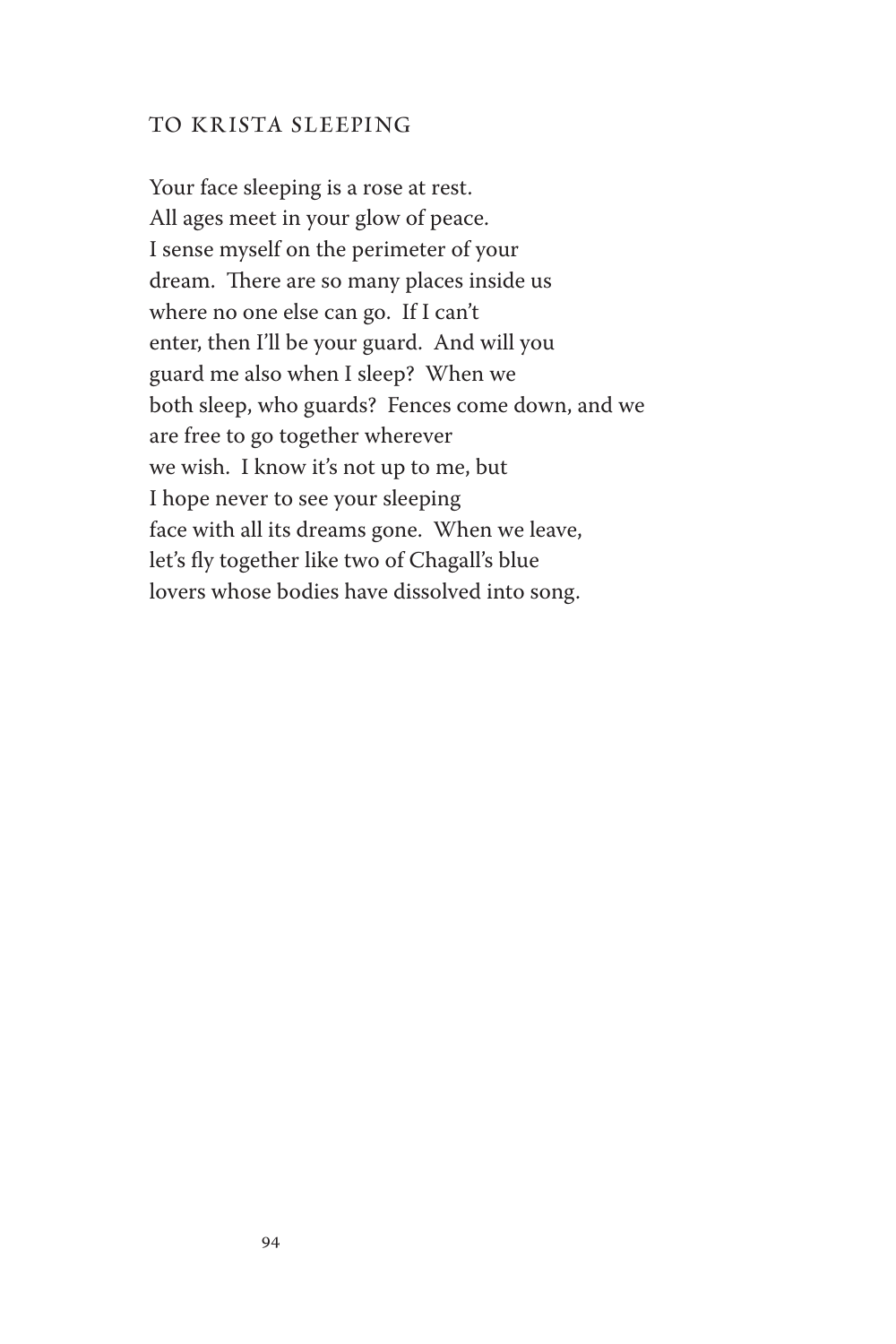## TO KRISTA SLEEPING

Your face sleeping is a rose at rest.  
All ages meet in your glow of peace.  
I sense myself on the perimeter of your  
dream.  There are so many places inside us  
where no one else can go.  If I can't  
enter, then I'll be your guard.  And will you  
guard me also when I sleep?  When we  
both sleep, who guards?  Fences come down, and we  
are free to go together wherever  
we wish.  I know it's not up to me, but  
I hope never to see your sleeping  
face with all its dreams gone.  When we leave,  
let's fly together like two of Chagall's blue  
lovers whose bodies have dissolved into song.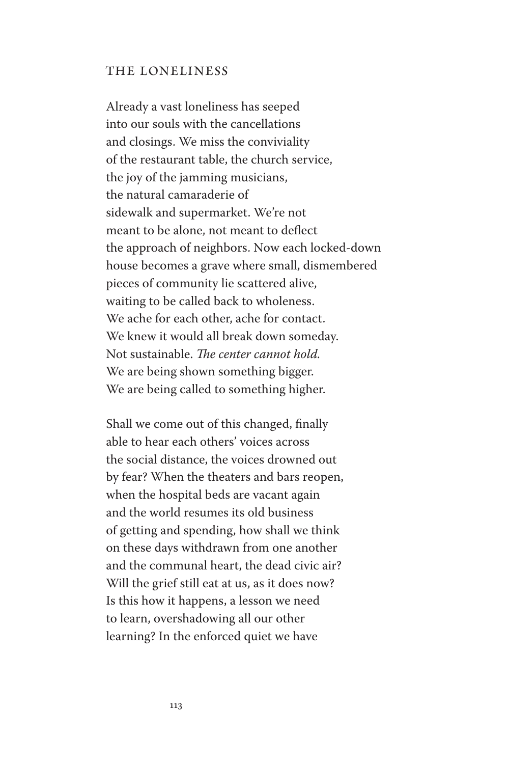## THE LONELINESS

Already a vast loneliness has seeped  
into our souls with the cancellations  
and closings. We miss the conviviality  
of the restaurant table, the church service,  
the joy of the jamming musicians,  
the natural camaraderie of  
sidewalk and supermarket. We're not  
meant to be alone, not meant to deflect  
the approach of neighbors. Now each locked-down  
house becomes a grave where small, dismembered  
pieces of community lie scattered alive,  
waiting to be called back to wholeness.  
We ache for each other, ache for contact.  
We knew it would all break down someday.  
Not sustainable. *The center cannot hold.*  
We are being shown something bigger.  
We are being called to something higher.

Shall we come out of this changed, finally  
able to hear each others' voices across  
the social distance, the voices drowned out  
by fear? When the theaters and bars reopen,  
when the hospital beds are vacant again  
and the world resumes its old business  
of getting and spending, how shall we think  
on these days withdrawn from one another  
and the communal heart, the dead civic air?  
Will the grief still eat at us, as it does now?  
Is this how it happens, a lesson we need  
to learn, overshadowing all our other  
learning? In the enforced quiet we have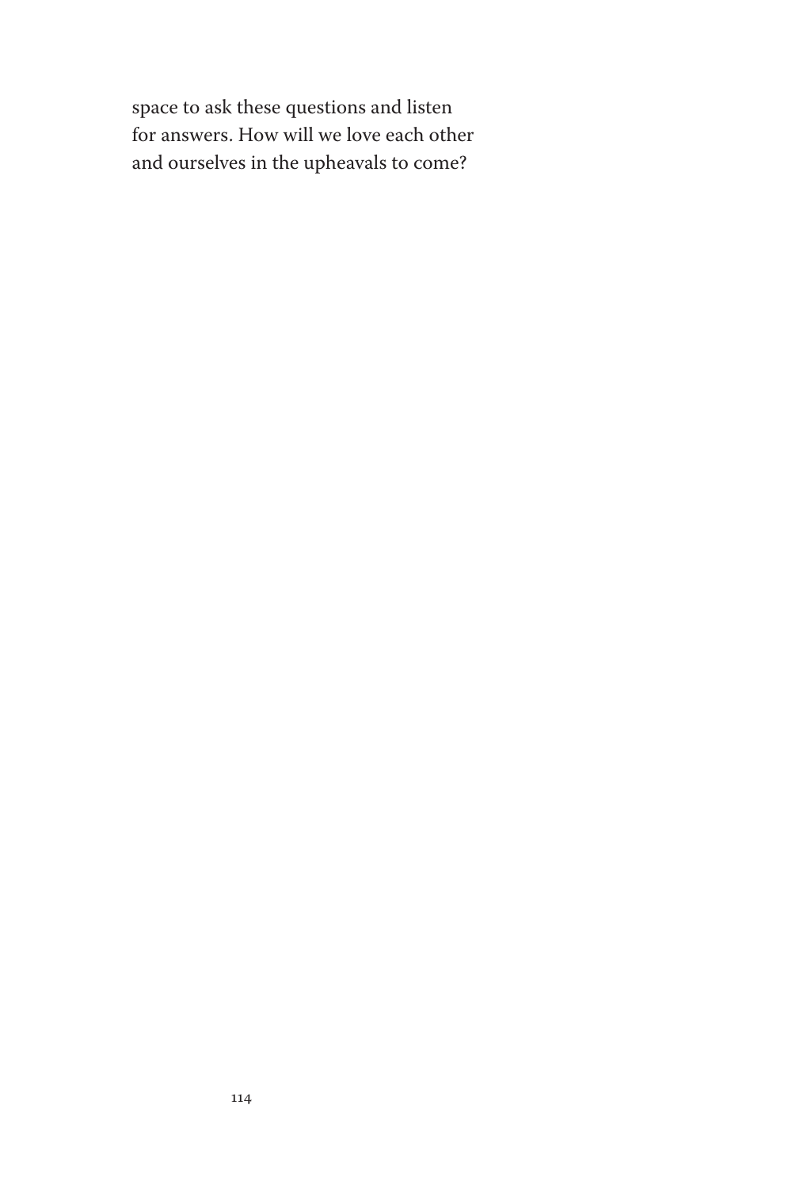space to ask these questions and listen for answers. How will we love each other and ourselves in the upheavals to come?